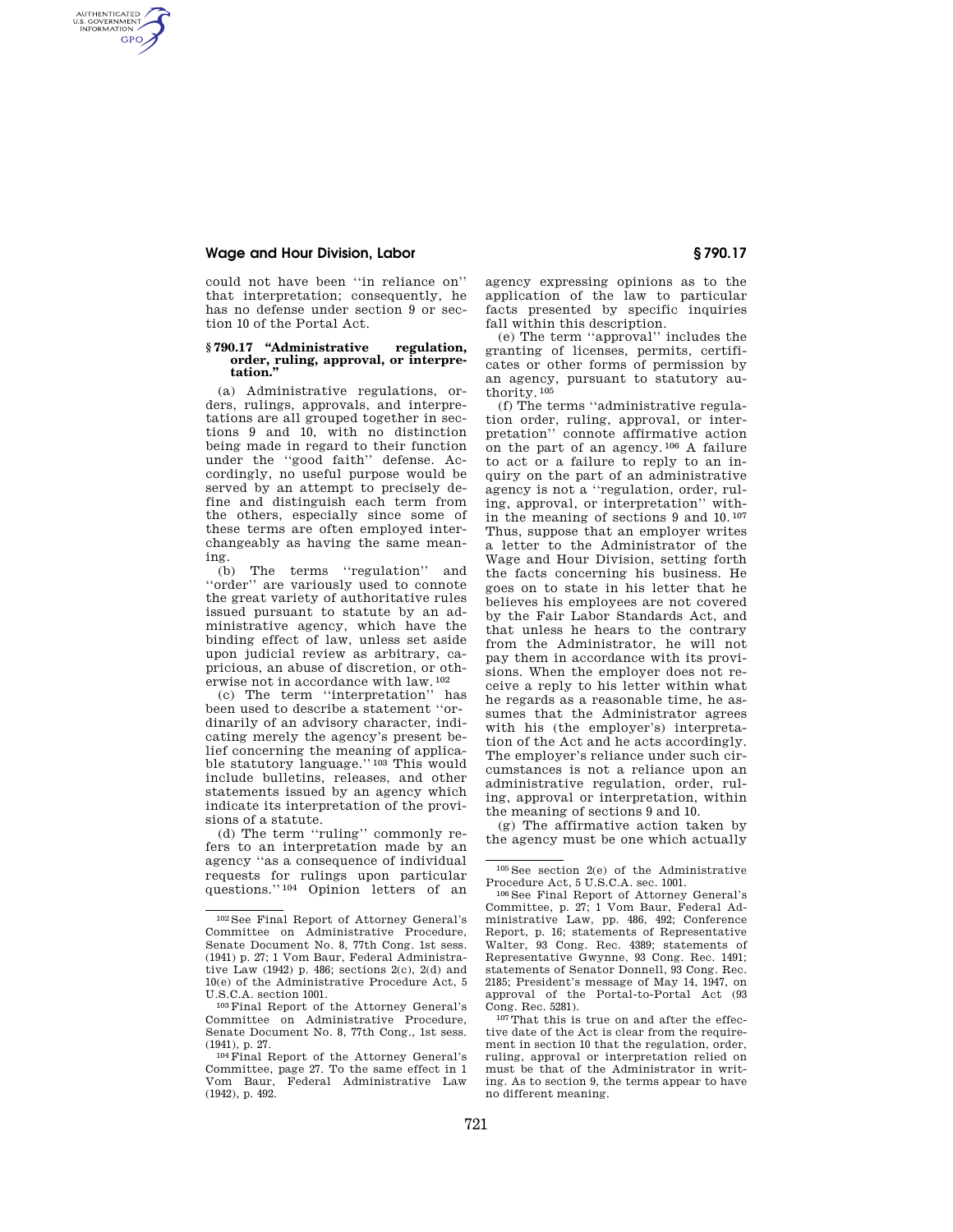could not have been ''in reliance on'' that interpretation; consequently, he has no defense under section 9 or section 10 of the Portal Act.

### § 790.17 "Administrative regulation, order, ruling, approval, or interpretation."

(a) Administrative regulations, orders, rulings, approvals, and interpretations are all grouped together in sections 9 and 10, with no distinction being made in regard to their function under the ''good faith'' defense. Accordingly, no useful purpose would be served by an attempt to precisely define and distinguish each term from the others, especially since some of these terms are often employed interchangeably as having the same meaning.

(b) The terms ''regulation'' and ''order'' are variously used to connote the great variety of authoritative rules issued pursuant to statute by an administrative agency, which have the binding effect of law, unless set aside upon judicial review as arbitrary, capricious, an abuse of discretion, or otherwise not in accordance with law.[102]

(c) The term ''interpretation'' has been used to describe a statement ''ordinarily of an advisory character, indicating merely the agency's present belief concerning the meaning of applicable statutory language.''[103] This would include bulletins, releases, and other statements issued by an agency which indicate its interpretation of the provisions of a statute.

(d) The term ''ruling'' commonly refers to an interpretation made by an agency ''as a consequence of individual requests for rulings upon particular questions.''[104] Opinion letters of an agency expressing opinions as to the application of the law to particular facts presented by specific inquiries fall within this description.

(e) The term ''approval'' includes the granting of licenses, permits, certificates or other forms of permission by an agency, pursuant to statutory authority.[105]

(f) The terms ''administrative regulation, order, ruling, approval, or interpretation'' connote affirmative action on the part of an agency.[106] A failure to act or a failure to reply to an inquiry on the part of an administrative agency is not a ''regulation, order, ruling, approval, or interpretation'' within the meaning of sections 9 and 10.[107] Thus, suppose that an employer writes a letter to the Administrator of the Wage and Hour Division, setting forth the facts concerning his business. He goes on to state in his letter that he believes his employees are not covered by the Fair Labor Standards Act, and that unless he hears to the contrary from the Administrator, he will not pay them in accordance with its provisions. When the employer does not receive a reply to his letter within what he regards as a reasonable time, he assumes that the Administrator agrees with his (the employer's) interpretation of the Act and he acts accordingly. The employer's reliance under such circumstances is not a reliance upon an administrative regulation, order, ruling, approval or interpretation, within the meaning of sections 9 and 10.

(g) The affirmative action taken by the agency must be one which actually

---

[102] See Final Report of Attorney General's Committee on Administrative Procedure, Senate Document No. 8, 77th Cong. 1st sess. (1941) p. 27; 1 Vom Baur, Federal Administrative Law (1942) p. 486; sections 2(c), 2(d) and 10(e) of the Administrative Procedure Act, 5 U.S.C.A. section 1001.

[103] Final Report of the Attorney General's Committee on Administrative Procedure, Senate Document No. 8, 77th Cong., 1st sess. (1941), p. 27.

[104] Final Report of the Attorney General's Committee, page 27. To the same effect in 1 Vom Baur, Federal Administrative Law (1942), p. 492.

[105] See section 2(e) of the Administrative Procedure Act, 5 U.S.C.A. sec. 1001.

[106] See Final Report of Attorney General's Committee, p. 27; 1 Vom Baur, Federal Administrative Law, pp. 486, 492; Conference Report, p. 16; statements of Representative Walter, 93 Cong. Rec. 4389; statements of Representative Gwynne, 93 Cong. Rec. 1491; statements of Senator Donnell, 93 Cong. Rec. 2185; President's message of May 14, 1947, on approval of the Portal-to-Portal Act (93 Cong. Rec. 5281).

[107] That this is true on and after the effective date of the Act is clear from the requirement in section 10 that the regulation, order, ruling, approval or interpretation relied on must be that of the Administrator in writing. As to section 9, the terms appear to have no different meaning.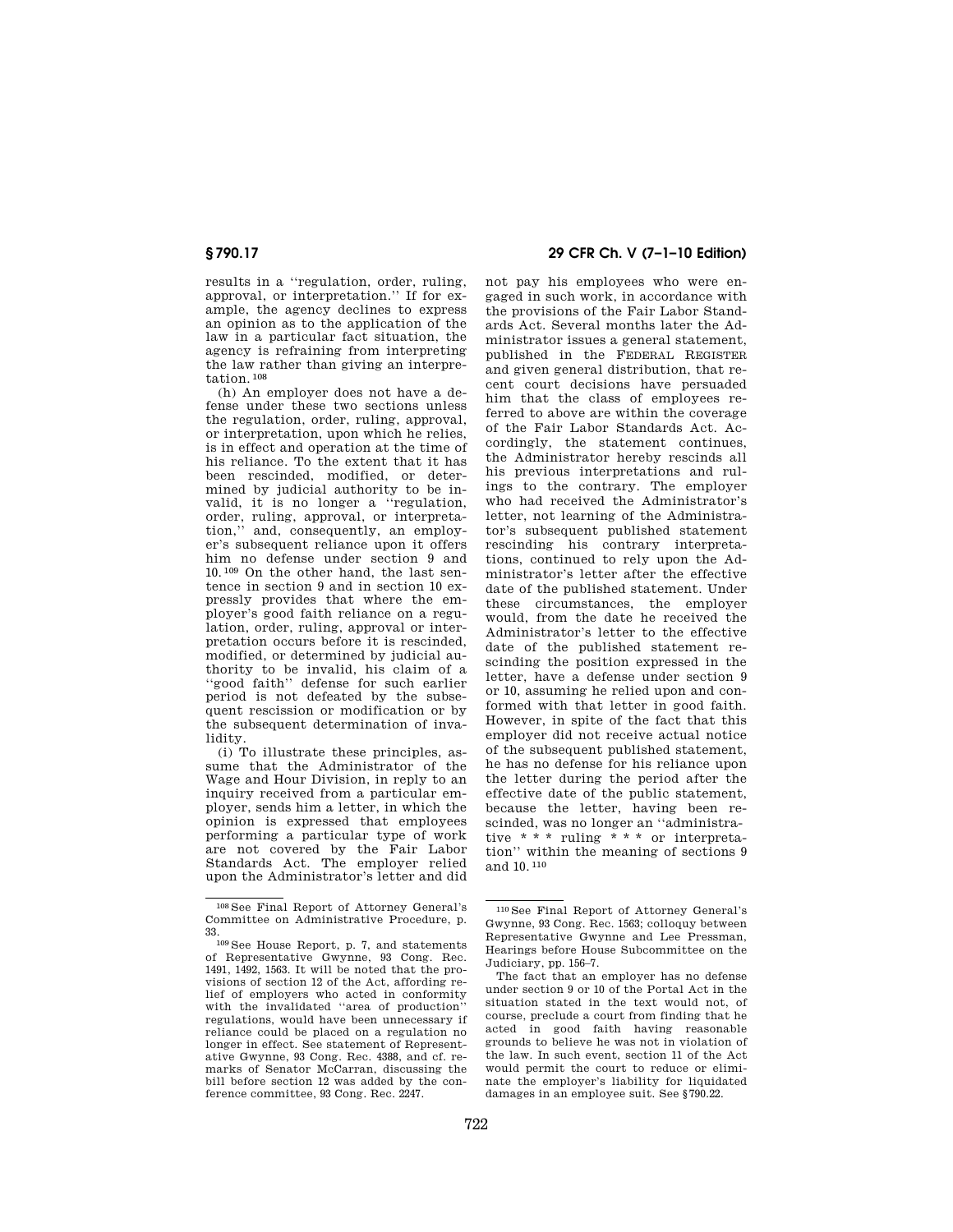results in a ''regulation, order, ruling, approval, or interpretation.'' If for example, the agency declines to express an opinion as to the application of the law in a particular fact situation, the agency is refraining from interpreting the law rather than giving an interpretation.[108]

(h) An employer does not have a defense under these two sections unless the regulation, order, ruling, approval, or interpretation, upon which he relies, is in effect and operation at the time of his reliance. To the extent that it has been rescinded, modified, or determined by judicial authority to be invalid, it is no longer a ''regulation, order, ruling, approval, or interpretation,'' and, consequently, an employer's subsequent reliance upon it offers him no defense under section 9 and 10.[109] On the other hand, the last sentence in section 9 and in section 10 expressly provides that where the employer's good faith reliance on a regulation, order, ruling, approval or interpretation occurs before it is rescinded, modified, or determined by judicial authority to be invalid, his claim of a ''good faith'' defense for such earlier period is not defeated by the subsequent rescission or modification or by the subsequent determination of invalidity.

(i) To illustrate these principles, assume that the Administrator of the Wage and Hour Division, in reply to an inquiry received from a particular employer, sends him a letter, in which the opinion is expressed that employees performing a particular type of work are not covered by the Fair Labor Standards Act. The employer relied upon the Administrator's letter and did not pay his employees who were engaged in such work, in accordance with the provisions of the Fair Labor Standards Act. Several months later the Administrator issues a general statement, published in the FEDERAL REGISTER and given general distribution, that recent court decisions have persuaded him that the class of employees referred to above are within the coverage of the Fair Labor Standards Act. Accordingly, the statement continues, the Administrator hereby rescinds all his previous interpretations and rulings to the contrary. The employer who had received the Administrator's letter, not learning of the Administrator's subsequent published statement rescinding his contrary interpretations, continued to rely upon the Administrator's letter after the effective date of the published statement. Under these circumstances, the employer would, from the date he received the Administrator's letter to the effective date of the published statement rescinding the position expressed in the letter, have a defense under section 9 or 10, assuming he relied upon and conformed with that letter in good faith. However, in spite of the fact that this employer did not receive actual notice of the subsequent published statement, he has no defense for his reliance upon the letter during the period after the effective date of the public statement, because the letter, having been rescinded, was no longer an ''administrative * * * ruling * * * or interpretation'' within the meaning of sections 9 and 10.[110]

---

[108] See Final Report of Attorney General's Committee on Administrative Procedure, p. 33.

[109] See House Report, p. 7, and statements of Representative Gwynne, 93 Cong. Rec. 1491, 1492, 1563. It will be noted that the provisions of section 12 of the Act, affording relief of employers who acted in conformity with the invalidated ''area of production'' regulations, would have been unnecessary if reliance could be placed on a regulation no longer in effect. See statement of Representative Gwynne, 93 Cong. Rec. 4388, and cf. remarks of Senator McCarran, discussing the bill before section 12 was added by the conference committee, 93 Cong. Rec. 2247.

[110] See Final Report of Attorney General's Gwynne, 93 Cong. Rec. 1563; colloquy between Representative Gwynne and Lee Pressman, Hearings before House Subcommittee on the Judiciary, pp. 156–7.

The fact that an employer has no defense under section 9 or 10 of the Portal Act in the situation stated in the text would not, of course, preclude a court from finding that he acted in good faith having reasonable grounds to believe he was not in violation of the law. In such event, section 11 of the Act would permit the court to reduce or eliminate the employer's liability for liquidated damages in an employee suit. See §790.22.